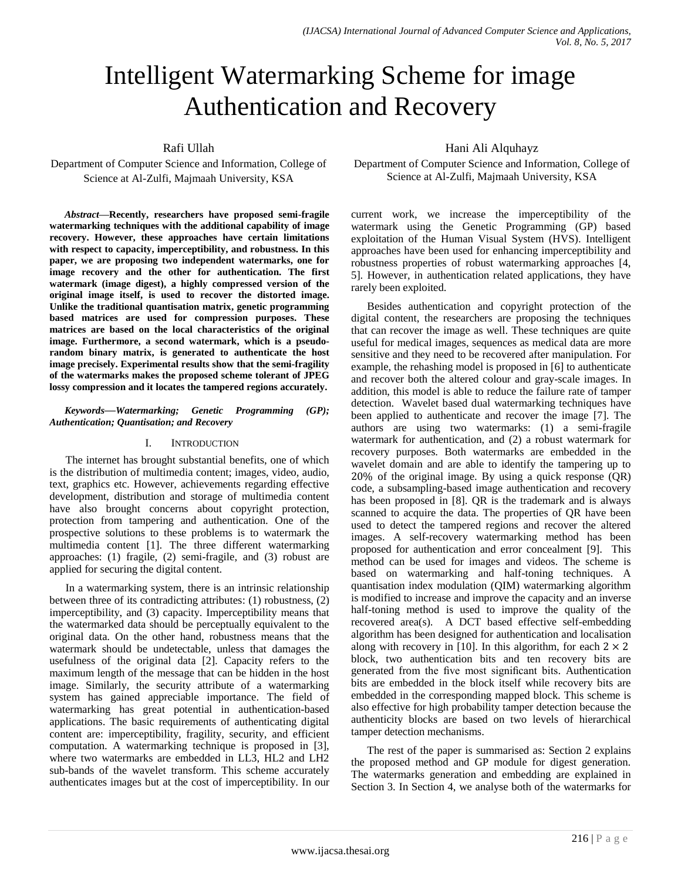# Intelligent Watermarking Scheme for image Authentication and Recovery

Rafi Ullah
Department of Computer Science and Information, College of Science at Al-Zulfi, Majmaah University, KSA

Hani Ali Alquhayz
Department of Computer Science and Information, College of Science at Al-Zulfi, Majmaah University, KSA

***Abstract*—Recently, researchers have proposed semi-fragile watermarking techniques with the additional capability of image recovery. However, these approaches have certain limitations with respect to capacity, imperceptibility, and robustness. In this paper, we are proposing two independent watermarks, one for image recovery and the other for authentication. The first watermark (image digest), a highly compressed version of the original image itself, is used to recover the distorted image. Unlike the traditional quantisation matrix, genetic programming based matrices are used for compression purposes. These matrices are based on the local characteristics of the original image. Furthermore, a second watermark, which is a pseudo-random binary matrix, is generated to authenticate the host image precisely. Experimental results show that the semi-fragility of the watermarks makes the proposed scheme tolerant of JPEG lossy compression and it locates the tampered regions accurately.**

***Keywords*—*Watermarking; Genetic Programming (GP); Authentication; Quantisation; and Recovery***

## I. Introduction

The internet has brought substantial benefits, one of which is the distribution of multimedia content; images, video, audio, text, graphics etc. However, achievements regarding effective development, distribution and storage of multimedia content have also brought concerns about copyright protection, protection from tampering and authentication. One of the prospective solutions to these problems is to watermark the multimedia content [1]. The three different watermarking approaches: (1) fragile, (2) semi-fragile, and (3) robust are applied for securing the digital content.

In a watermarking system, there is an intrinsic relationship between three of its contradicting attributes: (1) robustness, (2) imperceptibility, and (3) capacity. Imperceptibility means that the watermarked data should be perceptually equivalent to the original data. On the other hand, robustness means that the watermark should be undetectable, unless that damages the usefulness of the original data [2]. Capacity refers to the maximum length of the message that can be hidden in the host image. Similarly, the security attribute of a watermarking system has gained appreciable importance. The field of watermarking has great potential in authentication-based applications. The basic requirements of authenticating digital content are: imperceptibility, fragility, security, and efficient computation. A watermarking technique is proposed in [3], where two watermarks are embedded in LL3, HL2 and LH2 sub-bands of the wavelet transform. This scheme accurately authenticates images but at the cost of imperceptibility. In our current work, we increase the imperceptibility of the watermark using the Genetic Programming (GP) based exploitation of the Human Visual System (HVS). Intelligent approaches have been used for enhancing imperceptibility and robustness properties of robust watermarking approaches [4, 5]. However, in authentication related applications, they have rarely been exploited.

Besides authentication and copyright protection of the digital content, the researchers are proposing the techniques that can recover the image as well. These techniques are quite useful for medical images, sequences as medical data are more sensitive and they need to be recovered after manipulation. For example, the rehashing model is proposed in [6] to authenticate and recover both the altered colour and gray-scale images. In addition, this model is able to reduce the failure rate of tamper detection. Wavelet based dual watermarking techniques have been applied to authenticate and recover the image [7]. The authors are using two watermarks: (1) a semi-fragile watermark for authentication, and (2) a robust watermark for recovery purposes. Both watermarks are embedded in the wavelet domain and are able to identify the tampering up to 20% of the original image. By using a quick response (QR) code, a subsampling-based image authentication and recovery has been proposed in [8]. QR is the trademark and is always scanned to acquire the data. The properties of QR have been used to detect the tampered regions and recover the altered images. A self-recovery watermarking method has been proposed for authentication and error concealment [9]. This method can be used for images and videos. The scheme is based on watermarking and half-toning techniques. A quantisation index modulation (QIM) watermarking algorithm is modified to increase and improve the capacity and an inverse half-toning method is used to improve the quality of the recovered area(s). A DCT based effective self-embedding algorithm has been designed for authentication and localisation along with recovery in [10]. In this algorithm, for each $2 \times 2$ block, two authentication bits and ten recovery bits are generated from the five most significant bits. Authentication bits are embedded in the block itself while recovery bits are embedded in the corresponding mapped block. This scheme is also effective for high probability tamper detection because the authenticity blocks are based on two levels of hierarchical tamper detection mechanisms.

The rest of the paper is summarised as: Section 2 explains the proposed method and GP module for digest generation. The watermarks generation and embedding are explained in Section 3. In Section 4, we analyse both of the watermarks for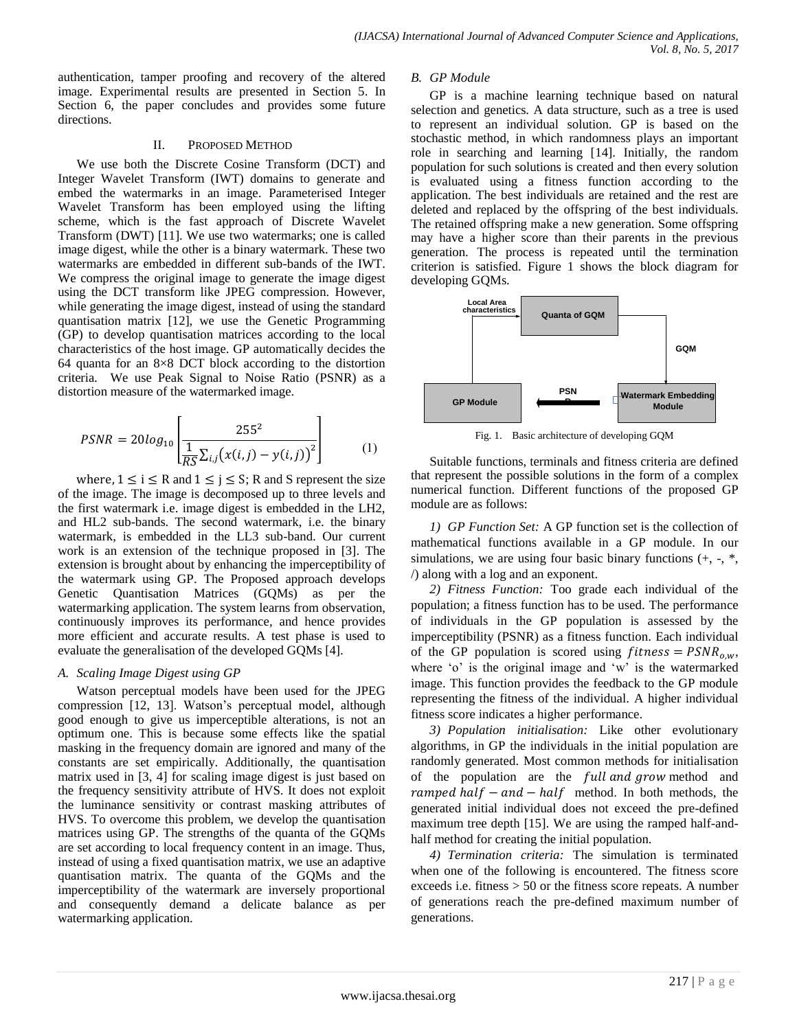authentication, tamper proofing and recovery of the altered image. Experimental results are presented in Section 5. In Section 6, the paper concludes and provides some future directions.

## II. Proposed Method

We use both the Discrete Cosine Transform (DCT) and Integer Wavelet Transform (IWT) domains to generate and embed the watermarks in an image. Parameterised Integer Wavelet Transform has been employed using the lifting scheme, which is the fast approach of Discrete Wavelet Transform (DWT) [11]. We use two watermarks; one is called image digest, while the other is a binary watermark. These two watermarks are embedded in different sub-bands of the IWT. We compress the original image to generate the image digest using the DCT transform like JPEG compression. However, while generating the image digest, instead of using the standard quantisation matrix [12], we use the Genetic Programming (GP) to develop quantisation matrices according to the local characteristics of the host image. GP automatically decides the 64 quanta for an 8×8 DCT block according to the distortion criteria. We use Peak Signal to Noise Ratio (PSNR) as a distortion measure of the watermarked image.

$$PSNR = 20log_{10}\left[\frac{255^2}{\frac{1}{RS}\sum_{i,j}\left(x(i,j)-y(i,j)\right)^2}\right] \qquad (1)$$

where, $1 \leq i \leq R$ and $1 \leq j \leq S$; R and S represent the size of the image. The image is decomposed up to three levels and the first watermark i.e. image digest is embedded in the LH2, and HL2 sub-bands. The second watermark, i.e. the binary watermark, is embedded in the LL3 sub-band. Our current work is an extension of the technique proposed in [3]. The extension is brought about by enhancing the imperceptibility of the watermark using GP. The Proposed approach develops Genetic Quantisation Matrices (GQMs) as per the watermarking application. The system learns from observation, continuously improves its performance, and hence provides more efficient and accurate results. A test phase is used to evaluate the generalisation of the developed GQMs [4].

### A. Scaling Image Digest using GP

Watson perceptual models have been used for the JPEG compression [12, 13]. Watson's perceptual model, although good enough to give us imperceptible alterations, is not an optimum one. This is because some effects like the spatial masking in the frequency domain are ignored and many of the constants are set empirically. Additionally, the quantisation matrix used in [3, 4] for scaling image digest is just based on the frequency sensitivity attribute of HVS. It does not exploit the luminance sensitivity or contrast masking attributes of HVS. To overcome this problem, we develop the quantisation matrices using GP. The strengths of the quanta of the GQMs are set according to local frequency content in an image. Thus, instead of using a fixed quantisation matrix, we use an adaptive quantisation matrix. The quanta of the GQMs and the imperceptibility of the watermark are inversely proportional and consequently demand a delicate balance as per watermarking application.

### B. GP Module

GP is a machine learning technique based on natural selection and genetics. A data structure, such as a tree is used to represent an individual solution. GP is based on the stochastic method, in which randomness plays an important role in searching and learning [14]. Initially, the random population for such solutions is created and then every solution is evaluated using a fitness function according to the application. The best individuals are retained and the rest are deleted and replaced by the offspring of the best individuals. The retained offspring make a new generation. Some offspring may have a higher score than their parents in the previous generation. The process is repeated until the termination criterion is satisfied. Figure 1 shows the block diagram for developing GQMs.

Local Area characteristics | Quanta of GQM | GQM | GP Module | PSNR | Watermark Embedding Module

Fig. 1. Basic architecture of developing GQM

Suitable functions, terminals and fitness criteria are defined that represent the possible solutions in the form of a complex numerical function. Different functions of the proposed GP module are as follows:

*1) GP Function Set:* A GP function set is the collection of mathematical functions available in a GP module. In our simulations, we are using four basic binary functions (+, -, *, /) along with a log and an exponent.

*2) Fitness Function:* Too grade each individual of the population; a fitness function has to be used. The performance of individuals in the GP population is assessed by the imperceptibility (PSNR) as a fitness function. Each individual of the GP population is scored using $fitness = PSNR_{o,w}$, where 'o' is the original image and 'w' is the watermarked image. This function provides the feedback to the GP module representing the fitness of the individual. A higher individual fitness score indicates a higher performance.

*3) Population initialisation:* Like other evolutionary algorithms, in GP the individuals in the initial population are randomly generated. Most common methods for initialisation of the population are the $full\ and\ grow$ method and $ramped\ half - and - half$ method. In both methods, the generated initial individual does not exceed the pre-defined maximum tree depth [15]. We are using the ramped half-and-half method for creating the initial population.

*4) Termination criteria:* The simulation is terminated when one of the following is encountered. The fitness score exceeds i.e. fitness > 50 or the fitness score repeats. A number of generations reach the pre-defined maximum number of generations.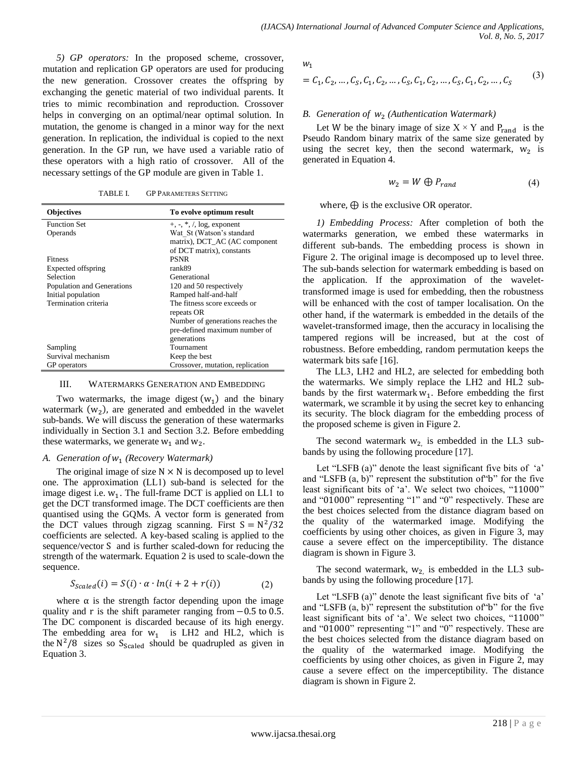*5) GP operators:* In the proposed scheme, crossover, mutation and replication GP operators are used for producing the new generation. Crossover creates the offspring by exchanging the genetic material of two individual parents. It tries to mimic recombination and reproduction. Crossover helps in converging on an optimal/near optimal solution. In mutation, the genome is changed in a minor way for the next generation. In replication, the individual is copied to the next generation. In the GP run, we have used a variable ratio of these operators with a high ratio of crossover. All of the necessary settings of the GP module are given in Table 1.

TABLE I. GP PARAMETERS SETTING

| Objectives | To evolve optimum result |
|---|---|
| Function Set | +, -, *, /, log, exponent |
| Operands | Wat_St (Watson's standard matrix), DCT_AC (AC component of DCT matrix), constants |
| Fitness | PSNR |
| Expected offspring | rank89 |
| Selection | Generational |
| Population and Generations | 120 and 50 respectively |
| Initial population | Ramped half-and-half |
| Termination criteria | The fitness score exceeds or repeats OR Number of generations reaches the pre-defined maximum number of generations |
| Sampling | Tournament |
| Survival mechanism | Keep the best |
| GP operators | Crossover, mutation, replication |

## III. WATERMARKS GENERATION AND EMBEDDING

Two watermarks, the image digest $(w_1)$ and the binary watermark $(w_2)$, are generated and embedded in the wavelet sub-bands. We will discuss the generation of these watermarks individually in Section 3.1 and Section 3.2. Before embedding these watermarks, we generate $w_1$ and $w_2$.

### *A. Generation of $w_1$ (Recovery Watermark)*

The original image of size $N \times N$ is decomposed up to level one. The approximation (LL1) sub-band is selected for the image digest i.e. $w_1$. The full-frame DCT is applied on LL1 to get the DCT transformed image. The DCT coefficients are then quantised using the GQMs. A vector form is generated from the DCT values through zigzag scanning. First $S = N^2/32$ coefficients are selected. A key-based scaling is applied to the sequence/vector S and is further scaled-down for reducing the strength of the watermark. Equation 2 is used to scale-down the sequence.

$$S_{Scaled}(i) = S(i) \cdot \alpha \cdot ln(i + 2 + r(i)) \quad (2)$$

where α is the strength factor depending upon the image quality and r is the shift parameter ranging from $-0.5$ to $0.5$. The DC component is discarded because of its high energy. The embedding area for $w_1$ is LH2 and HL2, which is the $N^2/8$ sizes so $S_{Scaled}$ should be quadrupled as given in Equation 3.

$$w_1 = C_1, C_2, \dots, C_S, C_1, C_2, \dots, C_S, C_1, C_2, \dots, C_S, C_1, C_2, \dots, C_S \quad (3)$$

### *B. Generation of $w_2$ (Authentication Watermark)*

Let W be the binary image of size $X \times Y$ and $P_{rand}$ is the Pseudo Random binary matrix of the same size generated by using the secret key, then the second watermark, $w_2$ is generated in Equation 4.

$$w_2 = W \oplus P_{rand} \quad (4)$$

where, $\oplus$ is the exclusive OR operator.

*1) Embedding Process:* After completion of both the watermarks generation, we embed these watermarks in different sub-bands. The embedding process is shown in Figure 2. The original image is decomposed up to level three. The sub-bands selection for watermark embedding is based on the application. If the approximation of the wavelet-transformed image is used for embedding, then the robustness will be enhanced with the cost of tamper localisation. On the other hand, if the watermark is embedded in the details of the wavelet-transformed image, then the accuracy in localising the tampered regions will be increased, but at the cost of robustness. Before embedding, random permutation keeps the watermark bits safe [16].

The LL3, LH2 and HL2, are selected for embedding both the watermarks. We simply replace the LH2 and HL2 sub-bands by the first watermark $w_1$. Before embedding the first watermark, we scramble it by using the secret key to enhancing its security. The block diagram for the embedding process of the proposed scheme is given in Figure 2.

The second watermark $w_2$, is embedded in the LL3 sub-bands by using the following procedure [17].

Let "LSFB (a)" denote the least significant five bits of 'a' and "LSFB (a, b)" represent the substitution of"b" for the five least significant bits of 'a'. We select two choices, "11000" and "01000" representing "1" and "0" respectively. These are the best choices selected from the distance diagram based on the quality of the watermarked image. Modifying the coefficients by using other choices, as given in Figure 3, may cause a severe effect on the imperceptibility. The distance diagram is shown in Figure 3.

The second watermark, $w_2$, is embedded in the LL3 sub-bands by using the following procedure [17].

Let "LSFB (a)" denote the least significant five bits of 'a' and "LSFB (a, b)" represent the substitution of"b" for the five least significant bits of 'a'. We select two choices, "11000" and "01000" representing "1" and "0" respectively. These are the best choices selected from the distance diagram based on the quality of the watermarked image. Modifying the coefficients by using other choices, as given in Figure 2, may cause a severe effect on the imperceptibility. The distance diagram is shown in Figure 2.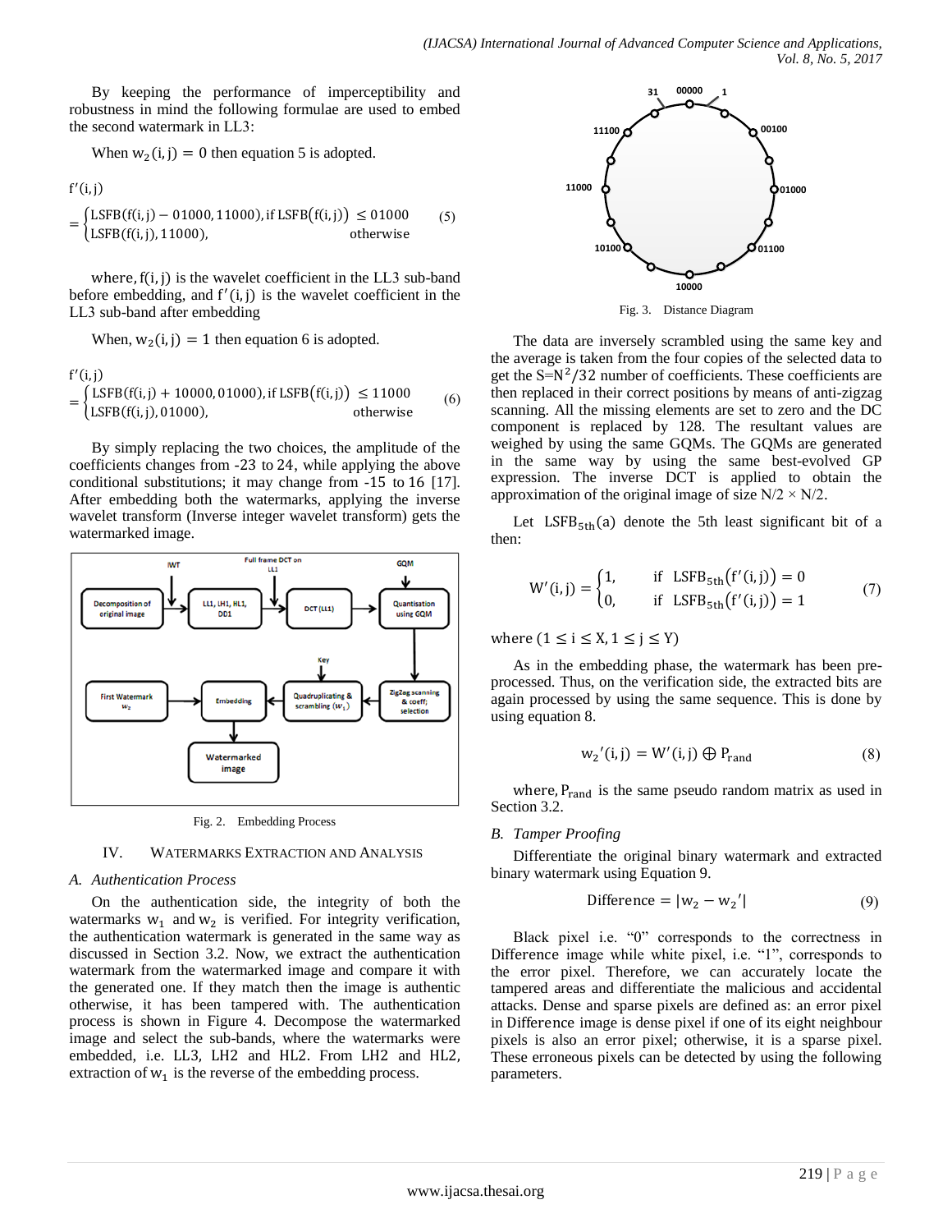By keeping the performance of imperceptibility and robustness in mind the following formulae are used to embed the second watermark in LL3:

When $w_2(i,j) = 0$ then equation 5 is adopted.

$$f'(i,j) = \begin{cases} LSFB(f(i,j) - 01000, 11000), \text{if } LSFB(f(i,j)) \leq 01000 \\ LSFB(f(i,j), 11000), \quad \text{otherwise} \end{cases} \quad (5)$$

where, $f(i,j)$ is the wavelet coefficient in the LL3 sub-band before embedding, and $f'(i,j)$ is the wavelet coefficient in the LL3 sub-band after embedding

When, $w_2(i,j) = 1$ then equation 6 is adopted.

$$f'(i,j) = \begin{cases} LSFB(f(i,j) + 10000, 01000), \text{if } LSFB(f(i,j)) \leq 11000 \\ LSFB(f(i,j), 01000), \quad \text{otherwise} \end{cases} \quad (6)$$

By simply replacing the two choices, the amplitude of the coefficients changes from -23 to 24, while applying the above conditional substitutions; it may change from -15 to 16 [17]. After embedding both the watermarks, applying the inverse wavelet transform (Inverse integer wavelet transform) gets the watermarked image.

Fig. 2. Embedding Process

## IV. Watermarks Extraction and Analysis

### A. Authentication Process

On the authentication side, the integrity of both the watermarks $w_1$ and $w_2$ is verified. For integrity verification, the authentication watermark is generated in the same way as discussed in Section 3.2. Now, we extract the authentication watermark from the watermarked image and compare it with the generated one. If they match then the image is authentic otherwise, it has been tampered with. The authentication process is shown in Figure 4. Decompose the watermarked image and select the sub-bands, where the watermarks were embedded, i.e. LL3, LH2 and HL2. From LH2 and HL2, extraction of $w_1$ is the reverse of the embedding process.

Fig. 3. Distance Diagram

The data are inversely scrambled using the same key and the average is taken from the four copies of the selected data to get the $S = N^2/32$ number of coefficients. These coefficients are then replaced in their correct positions by means of anti-zigzag scanning. All the missing elements are set to zero and the DC component is replaced by 128. The resultant values are weighed by using the same GQMs. The GQMs are generated in the same way by using the same best-evolved GP expression. The inverse DCT is applied to obtain the approximation of the original image of size N/2 × N/2.

Let $LSFB_{5th}(a)$ denote the 5th least significant bit of a then:

$$W'(i,j) = \begin{cases} 1, & \text{if } LSFB_{5th}(f'(i,j)) = 0 \\ 0, & \text{if } LSFB_{5th}(f'(i,j)) = 1 \end{cases} \quad (7)$$

where $(1 \leq i \leq X, 1 \leq j \leq Y)$

As in the embedding phase, the watermark has been pre-processed. Thus, on the verification side, the extracted bits are again processed by using the same sequence. This is done by using equation 8.

$$w_2'(i,j) = W'(i,j) \oplus P_{rand} \quad (8)$$

where, $P_{rand}$ is the same pseudo random matrix as used in Section 3.2.

### B. Tamper Proofing

Differentiate the original binary watermark and extracted binary watermark using Equation 9.

$$\text{Difference} = |w_2 - w_2'| \quad (9)$$

Black pixel i.e. "0" corresponds to the correctness in Difference image while white pixel, i.e. "1", corresponds to the error pixel. Therefore, we can accurately locate the tampered areas and differentiate the malicious and accidental attacks. Dense and sparse pixels are defined as: an error pixel in Difference image is dense pixel if one of its eight neighbour pixels is also an error pixel; otherwise, it is a sparse pixel. These erroneous pixels can be detected by using the following parameters.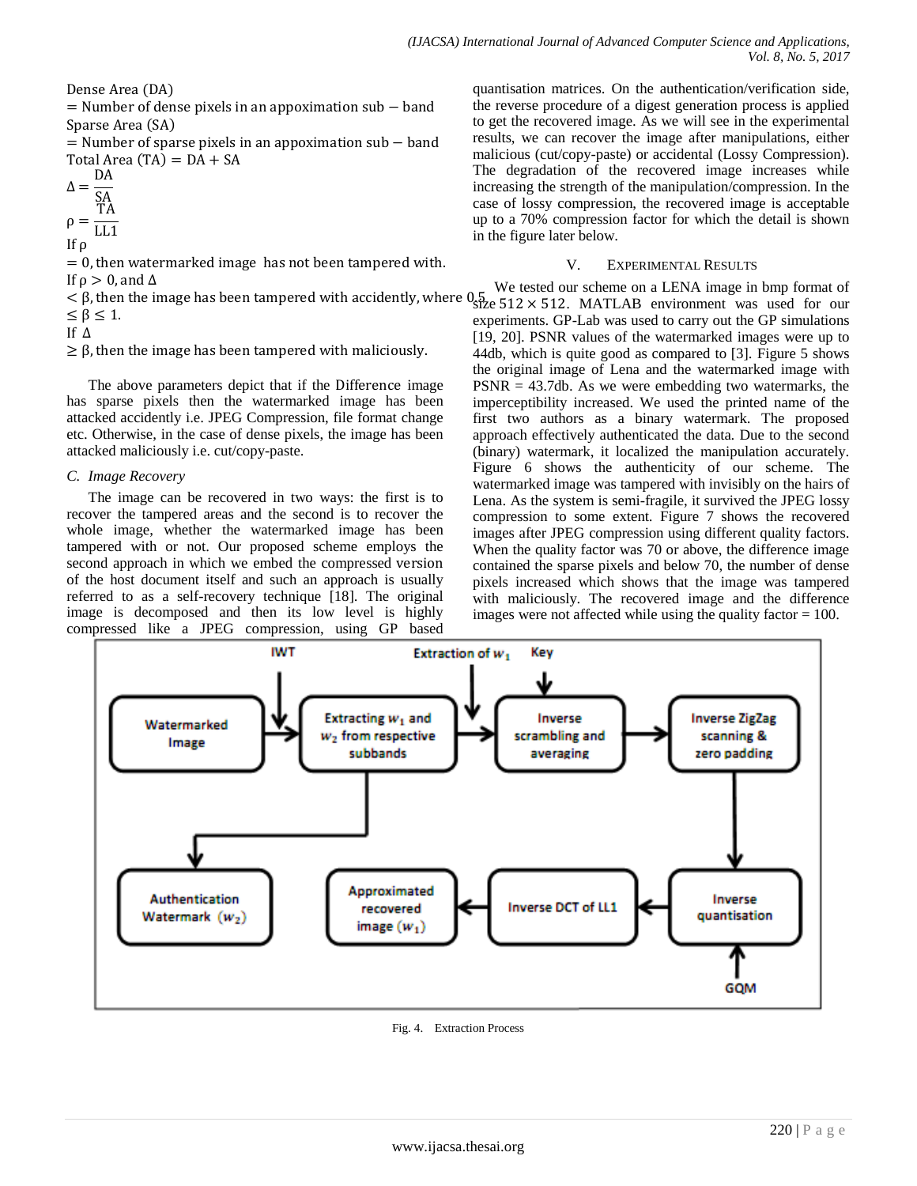Dense Area (DA) = Number of dense pixels in an appoximation sub − band

Sparse Area (SA) = Number of sparse pixels in an appoximation sub − band

Total Area (TA) = DA + SA

$$\Delta = \frac{DA}{SA}$$

$$\rho = \frac{TA}{LL1}$$

If $\rho = 0$, then watermarked image has not been tampered with.

If $\rho > 0$, and $\Delta < \beta$, then the image has been tampered with accidently, where $0.5 \leq \beta \leq 1$.

If $\Delta \geq \beta$, then the image has been tampered with maliciously.

The above parameters depict that if the Difference image has sparse pixels then the watermarked image has been attacked accidently i.e. JPEG Compression, file format change etc. Otherwise, in the case of dense pixels, the image has been attacked maliciously i.e. cut/copy-paste.

### C. Image Recovery

The image can be recovered in two ways: the first is to recover the tampered areas and the second is to recover the whole image, whether the watermarked image has been tampered with or not. Our proposed scheme employs the second approach in which we embed the compressed version of the host document itself and such an approach is usually referred to as a self-recovery technique [18]. The original image is decomposed and then its low level is highly compressed like a JPEG compression, using GP based quantisation matrices. On the authentication/verification side, the reverse procedure of a digest generation process is applied to get the recovered image. As we will see in the experimental results, we can recover the image after manipulations, either malicious (cut/copy-paste) or accidental (Lossy Compression). The degradation of the recovered image increases while increasing the strength of the manipulation/compression. In the case of lossy compression, the recovered image is acceptable up to a 70% compression factor for which the detail is shown in the figure later below.

## V. Experimental Results

We tested our scheme on a LENA image in bmp format of size $512 \times 512$. MATLAB environment was used for our experiments. GP-Lab was used to carry out the GP simulations [19, 20]. PSNR values of the watermarked images were up to 44db, which is quite good as compared to [3]. Figure 5 shows the original image of Lena and the watermarked image with PSNR = 43.7db. As we were embedding two watermarks, the imperceptibility increased. We used the printed name of the first two authors as a binary watermark. The proposed approach effectively authenticated the data. Due to the second (binary) watermark, it localized the manipulation accurately. Figure 6 shows the authenticity of our scheme. The watermarked image was tampered with invisibly on the hairs of Lena. As the system is semi-fragile, it survived the JPEG lossy compression to some extent. Figure 7 shows the recovered images after JPEG compression using different quality factors. When the quality factor was 70 or above, the difference image contained the sparse pixels and below 70, the number of dense pixels increased which shows that the image was tampered with maliciously. The recovered image and the difference images were not affected while using the quality factor = 100.

Fig. 4. Extraction Process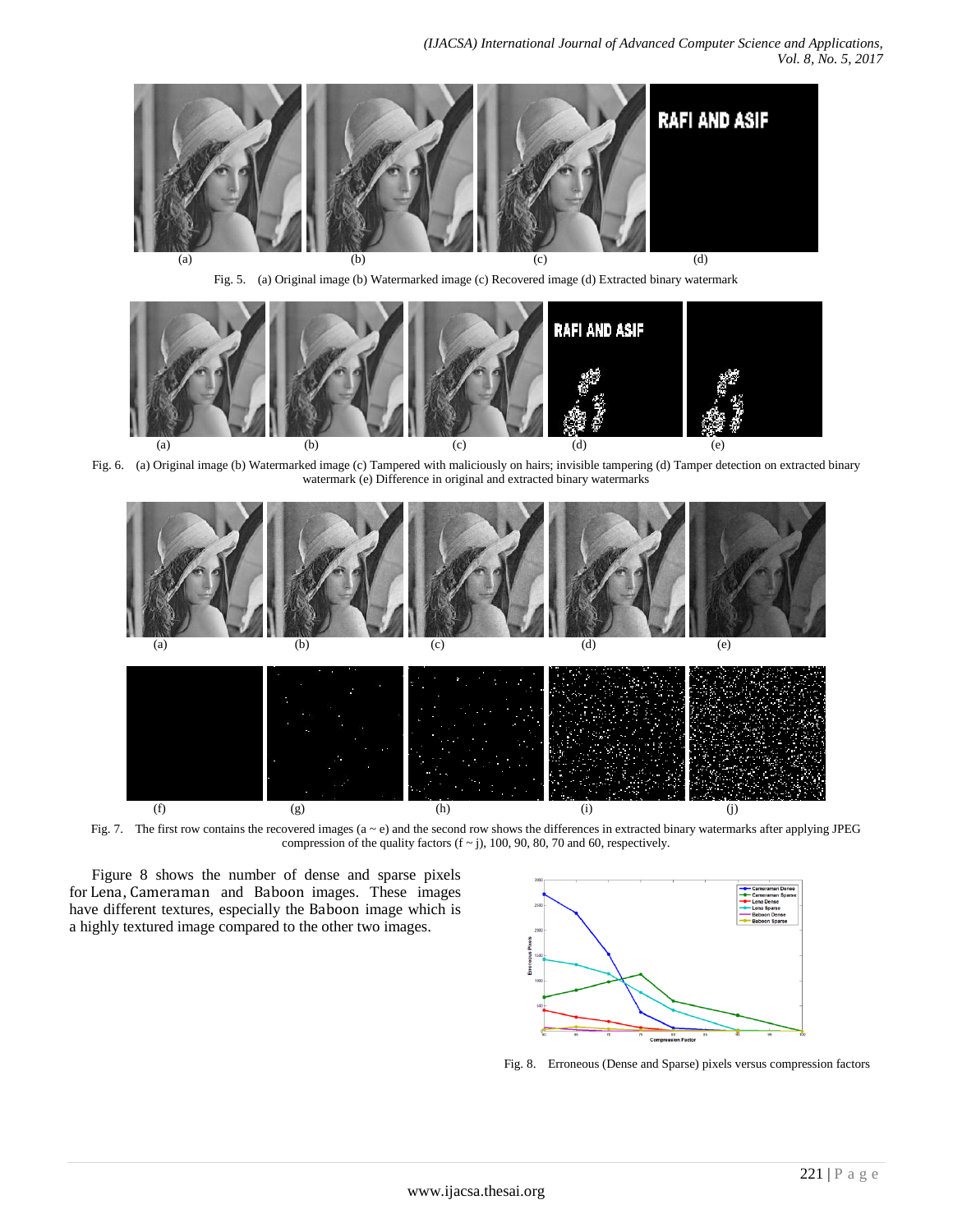Fig. 5. (a) Original image (b) Watermarked image (c) Recovered image (d) Extracted binary watermark

Fig. 6. (a) Original image (b) Watermarked image (c) Tampered with maliciously on hairs; invisible tampering (d) Tamper detection on extracted binary watermark (e) Difference in original and extracted binary watermarks

Fig. 7. The first row contains the recovered images (a ~ e) and the second row shows the differences in extracted binary watermarks after applying JPEG compression of the quality factors (f ~ j), 100, 90, 80, 70 and 60, respectively.

Figure 8 shows the number of dense and sparse pixels for Lena, Cameraman and Baboon images. These images have different textures, especially the Baboon image which is a highly textured image compared to the other two images.

Fig. 8. Erroneous (Dense and Sparse) pixels versus compression factors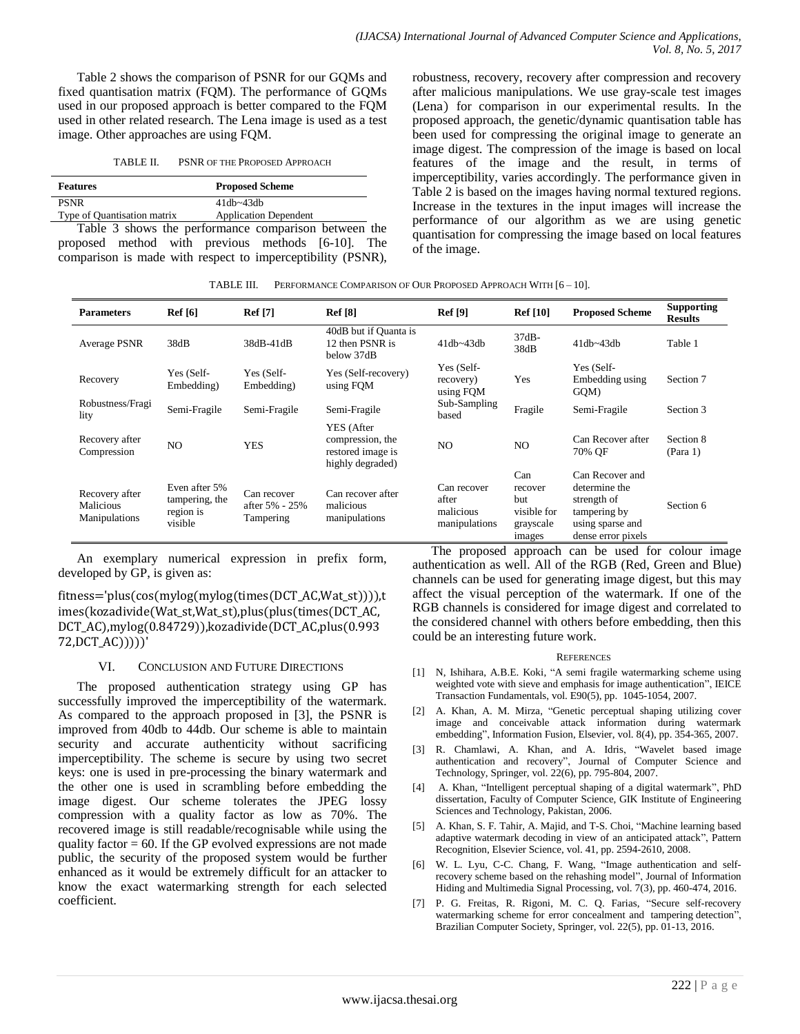Table 2 shows the comparison of PSNR for our GQMs and fixed quantisation matrix (FQM). The performance of GQMs used in our proposed approach is better compared to the FQM used in other related research. The Lena image is used as a test image. Other approaches are using FQM.

TABLE II. PSNR OF THE PROPOSED APPROACH

| Features | Proposed Scheme |
|---|---|
| PSNR | 41db~43db |
| Type of Quantisation matrix | Application Dependent |

Table 3 shows the performance comparison between the proposed method with previous methods [6-10]. The comparison is made with respect to imperceptibility (PSNR), robustness, recovery, recovery after compression and recovery after malicious manipulations. We use gray-scale test images (Lena) for comparison in our experimental results. In the proposed approach, the genetic/dynamic quantisation table has been used for compressing the original image to generate an image digest. The compression of the image is based on local features of the image and the result, in terms of imperceptibility, varies accordingly. The performance given in Table 2 is based on the images having normal textured regions. Increase in the textures in the input images will increase the performance of our algorithm as we are using genetic quantisation for compressing the image based on local features of the image.

TABLE III. PERFORMANCE COMPARISON OF OUR PROPOSED APPROACH WITH [6 – 10].

| Parameters | Ref [6] | Ref [7] | Ref [8] | Ref [9] | Ref [10] | Proposed Scheme | Supporting Results |
|---|---|---|---|---|---|---|---|
| Average PSNR | 38dB | 38dB-41dB | 40dB but if Quanta is 12 then PSNR is below 37dB | 41db~43db | 37dB-38dB | 41db~43db | Table 1 |
| Recovery | Yes (Self-Embedding) | Yes (Self-Embedding) | Yes (Self-recovery) using FQM | Yes (Self-recovery) using FQM | Yes | Yes (Self-Embedding using GQM) | Section 7 |
| Robustness/Fragility | Semi-Fragile | Semi-Fragile | Semi-Fragile | Sub-Sampling based | Fragile | Semi-Fragile | Section 3 |
| Recovery after Compression | NO | YES | YES (After compression, the restored image is highly degraded) | NO | NO | Can Recover after 70% QF | Section 8 (Para 1) |
| Recovery after Malicious Manipulations | Even after 5% tampering, the region is visible | Can recover after 5% - 25% Tampering | Can recover after malicious manipulations | Can recover after malicious manipulations | Can recover but visible for grayscale images | Can Recover and determine the strength of tampering by using sparse and dense error pixels | Section 6 |

An exemplary numerical expression in prefix form, developed by GP, is given as:

fitness='plus(cos(mylog(mylog(times(DCT_AC,Wat_st)))),times(kozadivide(Wat_st,Wat_st),plus(plus(times(DCT_AC,DCT_AC),mylog(0.84729)),kozadivide(DCT_AC,plus(0.99372,DCT_AC)))))'

## VI. CONCLUSION AND FUTURE DIRECTIONS

The proposed authentication strategy using GP has successfully improved the imperceptibility of the watermark. As compared to the approach proposed in [3], the PSNR is improved from 40db to 44db. Our scheme is able to maintain security and accurate authenticity without sacrificing imperceptibility. The scheme is secure by using two secret keys: one is used in pre-processing the binary watermark and the other one is used in scrambling before embedding the image digest. Our scheme tolerates the JPEG lossy compression with a quality factor as low as 70%. The recovered image is still readable/recognisable while using the quality factor = 60. If the GP evolved expressions are not made public, the security of the proposed system would be further enhanced as it would be extremely difficult for an attacker to know the exact watermarking strength for each selected coefficient.

The proposed approach can be used for colour image authentication as well. All of the RGB (Red, Green and Blue) channels can be used for generating image digest, but this may affect the visual perception of the watermark. If one of the RGB channels is considered for image digest and correlated to the considered channel with others before embedding, then this could be an interesting future work.

## REFERENCES

[1] N, Ishihara, A.B.E. Koki, "A semi fragile watermarking scheme using weighted vote with sieve and emphasis for image authentication", IEICE Transaction Fundamentals, vol. E90(5), pp. 1045-1054, 2007.

[2] A. Khan, A. M. Mirza, "Genetic perceptual shaping utilizing cover image and conceivable attack information during watermark embedding", Information Fusion, Elsevier, vol. 8(4), pp. 354-365, 2007.

[3] R. Chamlawi, A. Khan, and A. Idris, "Wavelet based image authentication and recovery", Journal of Computer Science and Technology, Springer, vol. 22(6), pp. 795-804, 2007.

[4] A. Khan, "Intelligent perceptual shaping of a digital watermark", PhD dissertation, Faculty of Computer Science, GIK Institute of Engineering Sciences and Technology, Pakistan, 2006.

[5] A. Khan, S. F. Tahir, A. Majid, and T-S. Choi, "Machine learning based adaptive watermark decoding in view of an anticipated attack", Pattern Recognition, Elsevier Science, vol. 41, pp. 2594-2610, 2008.

[6] W. L. Lyu, C-C. Chang, F. Wang, "Image authentication and self-recovery scheme based on the rehashing model", Journal of Information Hiding and Multimedia Signal Processing, vol. 7(3), pp. 460-474, 2016.

[7] P. G. Freitas, R. Rigoni, M. C. Q. Farias, "Secure self-recovery watermarking scheme for error concealment and tampering detection", Brazilian Computer Society, Springer, vol. 22(5), pp. 01-13, 2016.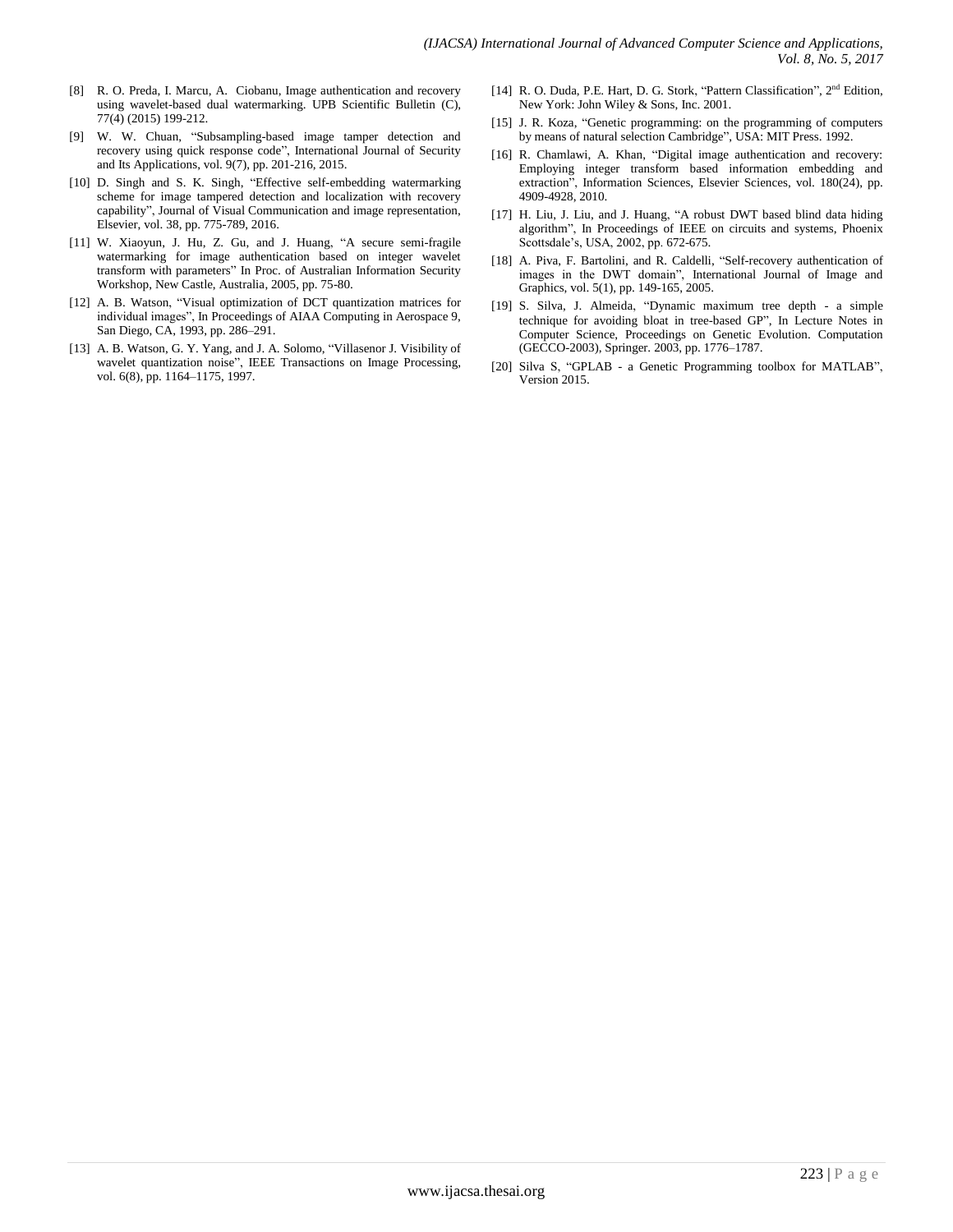[8] R. O. Preda, I. Marcu, A. Ciobanu, Image authentication and recovery using wavelet-based dual watermarking. UPB Scientific Bulletin (C), 77(4) (2015) 199-212.

[9] W. W. Chuan, "Subsampling-based image tamper detection and recovery using quick response code", International Journal of Security and Its Applications, vol. 9(7), pp. 201-216, 2015.

[10] D. Singh and S. K. Singh, "Effective self-embedding watermarking scheme for image tampered detection and localization with recovery capability", Journal of Visual Communication and image representation, Elsevier, vol. 38, pp. 775-789, 2016.

[11] W. Xiaoyun, J. Hu, Z. Gu, and J. Huang, "A secure semi-fragile watermarking for image authentication based on integer wavelet transform with parameters" In Proc. of Australian Information Security Workshop, New Castle, Australia, 2005, pp. 75-80.

[12] A. B. Watson, "Visual optimization of DCT quantization matrices for individual images", In Proceedings of AIAA Computing in Aerospace 9, San Diego, CA, 1993, pp. 286–291.

[13] A. B. Watson, G. Y. Yang, and J. A. Solomo, "Villasenor J. Visibility of wavelet quantization noise", IEEE Transactions on Image Processing, vol. 6(8), pp. 1164–1175, 1997.

[14] R. O. Duda, P.E. Hart, D. G. Stork, "Pattern Classification", 2nd Edition, New York: John Wiley & Sons, Inc. 2001.

[15] J. R. Koza, "Genetic programming: on the programming of computers by means of natural selection Cambridge", USA: MIT Press. 1992.

[16] R. Chamlawi, A. Khan, "Digital image authentication and recovery: Employing integer transform based information embedding and extraction", Information Sciences, Elsevier Sciences, vol. 180(24), pp. 4909-4928, 2010.

[17] H. Liu, J. Liu, and J. Huang, "A robust DWT based blind data hiding algorithm", In Proceedings of IEEE on circuits and systems, Phoenix Scottsdale's, USA, 2002, pp. 672-675.

[18] A. Piva, F. Bartolini, and R. Caldelli, "Self-recovery authentication of images in the DWT domain", International Journal of Image and Graphics, vol. 5(1), pp. 149-165, 2005.

[19] S. Silva, J. Almeida, "Dynamic maximum tree depth - a simple technique for avoiding bloat in tree-based GP", In Lecture Notes in Computer Science, Proceedings on Genetic Evolution. Computation (GECCO-2003), Springer. 2003, pp. 1776–1787.

[20] Silva S, "GPLAB - a Genetic Programming toolbox for MATLAB", Version 2015.